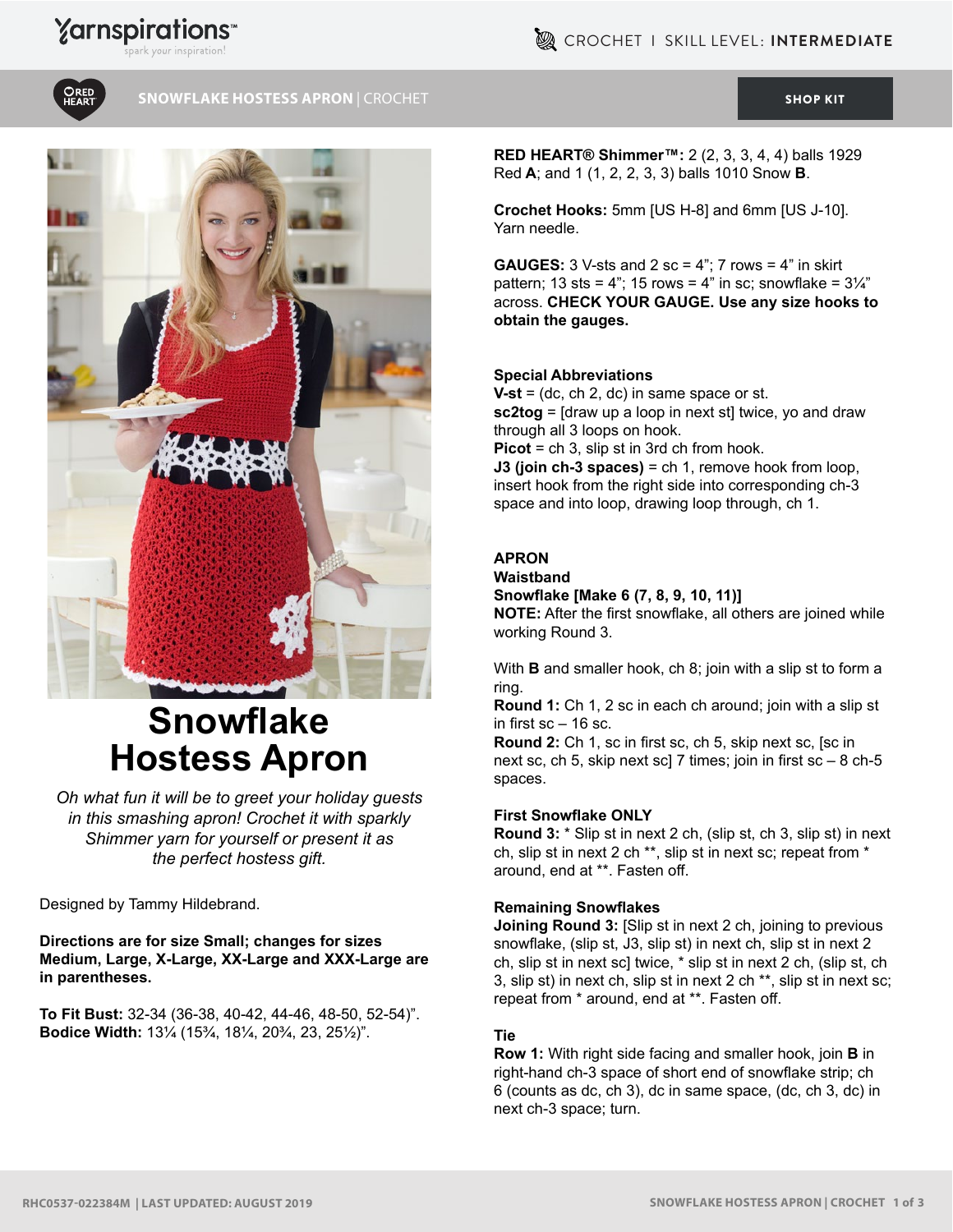# Snowflake Hostess Apron

*Oh what fun it will be to greet your holiday guests in this smashing apron! Crochet it with sparkly Shimmer yarn for yourself or present it as the perfect hostess gift.*

Designed by Tammy Hildebrand.

**Directions are for size Small; changes for sizes Medium, Large, X-Large, XX-Large and XXX-Large are in parentheses.**

**To Fit Bust:** 32-34 (36-38, 40-42, 44-46, 48-50, 52-54)".
**Bodice Width:** 13¼ (15¾, 18¼, 20¾, 23, 25½)".

**RED HEART® Shimmer™:** 2 (2, 3, 3, 4, 4) balls 1929 Red **A**; and 1 (1, 2, 2, 3, 3) balls 1010 Snow **B**.

**Crochet Hooks:** 5mm [US H-8] and 6mm [US J-10]. Yarn needle.

**GAUGES:** 3 V-sts and 2 sc = 4"; 7 rows = 4" in skirt pattern; 13 sts = 4"; 15 rows = 4" in sc; snowflake = 3¼" across. **CHECK YOUR GAUGE. Use any size hooks to obtain the gauges.**

**Special Abbreviations**
**V-st** = (dc, ch 2, dc) in same space or st.
**sc2tog** = [draw up a loop in next st] twice, yo and draw through all 3 loops on hook.
**Picot** = ch 3, slip st in 3rd ch from hook.
**J3 (join ch-3 spaces)** = ch 1, remove hook from loop, insert hook from the right side into corresponding ch-3 space and into loop, drawing loop through, ch 1.

## APRON

### Waistband

#### Snowflake [Make 6 (7, 8, 9, 10, 11)]

**NOTE:** After the first snowflake, all others are joined while working Round 3.

With **B** and smaller hook, ch 8; join with a slip st to form a ring.
**Round 1:** Ch 1, 2 sc in each ch around; join with a slip st in first sc – 16 sc.
**Round 2:** Ch 1, sc in first sc, ch 5, skip next sc, [sc in next sc, ch 5, skip next sc] 7 times; join in first sc – 8 ch-5 spaces.

#### First Snowflake ONLY

**Round 3:** * Slip st in next 2 ch, (slip st, ch 3, slip st) in next ch, slip st in next 2 ch **, slip st in next sc; repeat from * around, end at **. Fasten off.

#### Remaining Snowflakes

**Joining Round 3:** [Slip st in next 2 ch, joining to previous snowflake, (slip st, J3, slip st) in next ch, slip st in next 2 ch, slip st in next sc] twice, * slip st in next 2 ch, (slip st, ch 3, slip st) in next ch, slip st in next 2 ch **, slip st in next sc; repeat from * around, end at **. Fasten off.

### Tie

**Row 1:** With right side facing and smaller hook, join **B** in right-hand ch-3 space of short end of snowflake strip; ch 6 (counts as dc, ch 3), dc in same space, (dc, ch 3, dc) in next ch-3 space; turn.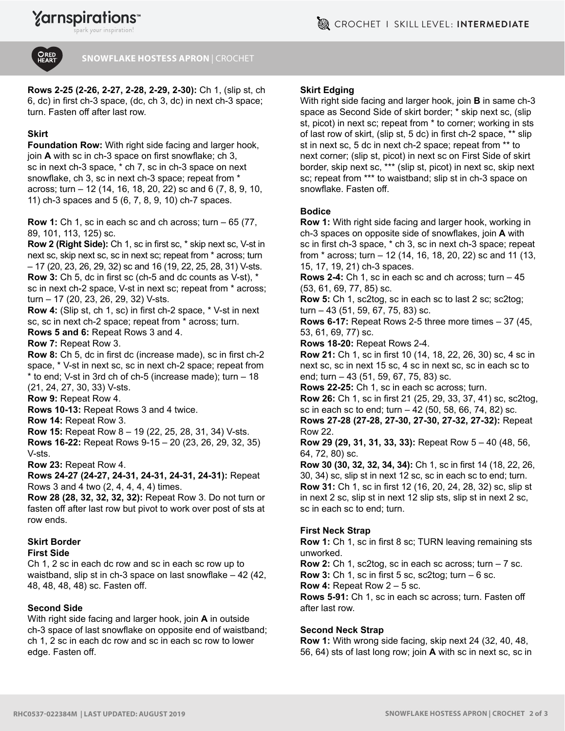**Rows 2-25 (2-26, 2-27, 2-28, 2-29, 2-30):** Ch 1, (slip st, ch 6, dc) in first ch-3 space, (dc, ch 3, dc) in next ch-3 space; turn. Fasten off after last row.

### Skirt

**Foundation Row:** With right side facing and larger hook, join **A** with sc in ch-3 space on first snowflake; ch 3, sc in next ch-3 space, * ch 7, sc in ch-3 space on next snowflake, ch 3, sc in next ch-3 space; repeat from * across; turn – 12 (14, 16, 18, 20, 22) sc and 6 (7, 8, 9, 10, 11) ch-3 spaces and 5 (6, 7, 8, 9, 10) ch-7 spaces.

**Row 1:** Ch 1, sc in each sc and ch across; turn – 65 (77, 89, 101, 113, 125) sc.

**Row 2 (Right Side):** Ch 1, sc in first sc, * skip next sc, V-st in next sc, skip next sc, sc in next sc; repeat from * across; turn – 17 (20, 23, 26, 29, 32) sc and 16 (19, 22, 25, 28, 31) V-sts.

**Row 3:** Ch 5, dc in first sc (ch-5 and dc counts as V-st), * sc in next ch-2 space, V-st in next sc; repeat from * across; turn – 17 (20, 23, 26, 29, 32) V-sts.

**Row 4:** (Slip st, ch 1, sc) in first ch-2 space, * V-st in next sc, sc in next ch-2 space; repeat from * across; turn.

**Rows 5 and 6:** Repeat Rows 3 and 4.

**Row 7:** Repeat Row 3.

**Row 8:** Ch 5, dc in first dc (increase made), sc in first ch-2 space, * V-st in next sc, sc in next ch-2 space; repeat from * to end; V-st in 3rd ch of ch-5 (increase made); turn – 18 (21, 24, 27, 30, 33) V-sts.

**Row 9:** Repeat Row 4.

**Rows 10-13:** Repeat Rows 3 and 4 twice.

**Row 14:** Repeat Row 3.

**Row 15:** Repeat Row 8 – 19 (22, 25, 28, 31, 34) V-sts.

**Rows 16-22:** Repeat Rows 9-15 – 20 (23, 26, 29, 32, 35) V-sts.

**Row 23:** Repeat Row 4.

**Rows 24-27 (24-27, 24-31, 24-31, 24-31, 24-31):** Repeat Rows 3 and 4 two (2, 4, 4, 4, 4) times.

**Row 28 (28, 32, 32, 32, 32):** Repeat Row 3. Do not turn or fasten off after last row but pivot to work over post of sts at row ends.

### Skirt Border

**First Side**

Ch 1, 2 sc in each dc row and sc in each sc row up to waistband, slip st in ch-3 space on last snowflake – 42 (42, 48, 48, 48, 48) sc. Fasten off.

**Second Side**

With right side facing and larger hook, join **A** in outside ch-3 space of last snowflake on opposite end of waistband; ch 1, 2 sc in each dc row and sc in each sc row to lower edge. Fasten off.

### Skirt Edging

With right side facing and larger hook, join **B** in same ch-3 space as Second Side of skirt border; * skip next sc, (slip st, picot) in next sc; repeat from * to corner; working in sts of last row of skirt, (slip st, 5 dc) in first ch-2 space, ** slip st in next sc, 5 dc in next ch-2 space; repeat from ** to next corner; (slip st, picot) in next sc on First Side of skirt border, skip next sc, *** (slip st, picot) in next sc, skip next sc; repeat from *** to waistband; slip st in ch-3 space on snowflake. Fasten off.

### Bodice

**Row 1:** With right side facing and larger hook, working in ch-3 spaces on opposite side of snowflakes, join **A** with sc in first ch-3 space, * ch 3, sc in next ch-3 space; repeat from * across; turn – 12 (14, 16, 18, 20, 22) sc and 11 (13, 15, 17, 19, 21) ch-3 spaces.

**Rows 2-4:** Ch 1, sc in each sc and ch across; turn – 45 (53, 61, 69, 77, 85) sc.

**Row 5:** Ch 1, sc2tog, sc in each sc to last 2 sc; sc2tog; turn – 43 (51, 59, 67, 75, 83) sc.

**Rows 6-17:** Repeat Rows 2-5 three more times – 37 (45, 53, 61, 69, 77) sc.

**Rows 18-20:** Repeat Rows 2-4.

**Row 21:** Ch 1, sc in first 10 (14, 18, 22, 26, 30) sc, 4 sc in next sc, sc in next 15 sc, 4 sc in next sc, sc in each sc to end; turn – 43 (51, 59, 67, 75, 83) sc.

**Rows 22-25:** Ch 1, sc in each sc across; turn.

**Row 26:** Ch 1, sc in first 21 (25, 29, 33, 37, 41) sc, sc2tog, sc in each sc to end; turn – 42 (50, 58, 66, 74, 82) sc.

**Rows 27-28 (27-28, 27-30, 27-30, 27-32, 27-32):** Repeat Row 22.

**Row 29 (29, 31, 31, 33, 33):** Repeat Row 5 – 40 (48, 56, 64, 72, 80) sc.

**Row 30 (30, 32, 32, 34, 34):** Ch 1, sc in first 14 (18, 22, 26, 30, 34) sc, slip st in next 12 sc, sc in each sc to end; turn.

**Row 31:** Ch 1, sc in first 12 (16, 20, 24, 28, 32) sc, slip st in next 2 sc, slip st in next 12 slip sts, slip st in next 2 sc, sc in each sc to end; turn.

### First Neck Strap

**Row 1:** Ch 1, sc in first 8 sc; TURN leaving remaining sts unworked.

**Row 2:** Ch 1, sc2tog, sc in each sc across; turn – 7 sc.

**Row 3:** Ch 1, sc in first 5 sc, sc2tog; turn – 6 sc.

**Row 4:** Repeat Row 2 – 5 sc.

**Rows 5-91:** Ch 1, sc in each sc across; turn. Fasten off after last row.

### Second Neck Strap

**Row 1:** With wrong side facing, skip next 24 (32, 40, 48, 56, 64) sts of last long row; join **A** with sc in next sc, sc in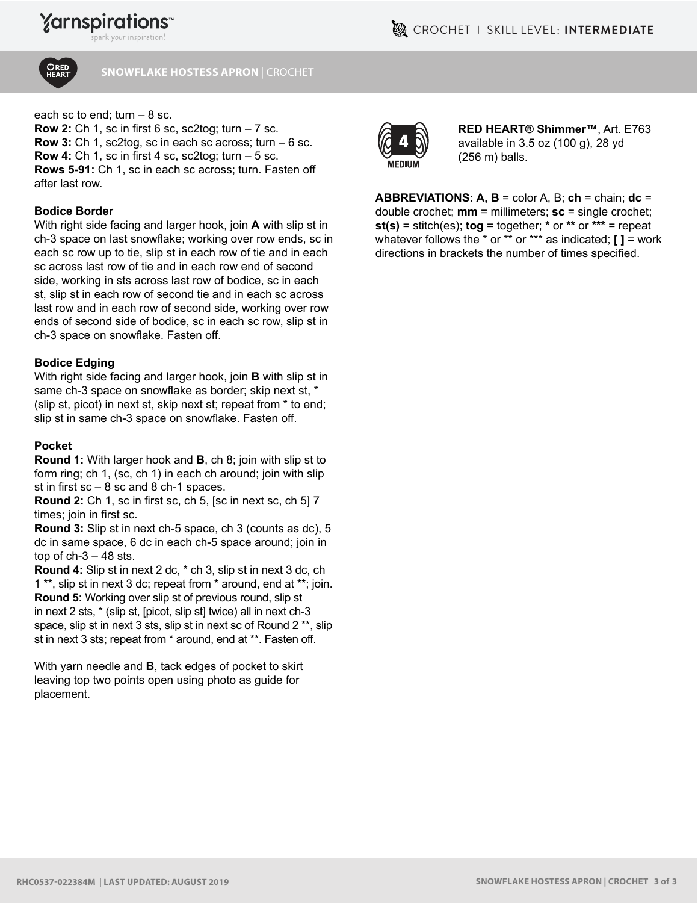each sc to end; turn – 8 sc.
**Row 2:** Ch 1, sc in first 6 sc, sc2tog; turn – 7 sc.
**Row 3:** Ch 1, sc2tog, sc in each sc across; turn – 6 sc.
**Row 4:** Ch 1, sc in first 4 sc, sc2tog; turn – 5 sc.
**Rows 5-91:** Ch 1, sc in each sc across; turn. Fasten off after last row.

### Bodice Border

With right side facing and larger hook, join **A** with slip st in ch-3 space on last snowflake; working over row ends, sc in each sc row up to tie, slip st in each row of tie and in each sc across last row of tie and in each row end of second side, working in sts across last row of bodice, sc in each st, slip st in each row of second tie and in each sc across last row and in each row of second side, working over row ends of second side of bodice, sc in each sc row, slip st in ch-3 space on snowflake. Fasten off.

### Bodice Edging

With right side facing and larger hook, join **B** with slip st in same ch-3 space on snowflake as border; skip next st, * (slip st, picot) in next st, skip next st; repeat from * to end; slip st in same ch-3 space on snowflake. Fasten off.

### Pocket

**Round 1:** With larger hook and **B**, ch 8; join with slip st to form ring; ch 1, (sc, ch 1) in each ch around; join with slip st in first sc – 8 sc and 8 ch-1 spaces.
**Round 2:** Ch 1, sc in first sc, ch 5, [sc in next sc, ch 5] 7 times; join in first sc.
**Round 3:** Slip st in next ch-5 space, ch 3 (counts as dc), 5 dc in same space, 6 dc in each ch-5 space around; join in top of ch-3 – 48 sts.
**Round 4:** Slip st in next 2 dc, * ch 3, slip st in next 3 dc, ch 1 **, slip st in next 3 dc; repeat from * around, end at **; join.
**Round 5:** Working over slip st of previous round, slip st in next 2 sts, * (slip st, [picot, slip st] twice) all in next ch-3 space, slip st in next 3 sts, slip st in next sc of Round 2 **, slip st in next 3 sts; repeat from * around, end at **. Fasten off.

With yarn needle and **B**, tack edges of pocket to skirt leaving top two points open using photo as guide for placement.

4 MEDIUM

**RED HEART® Shimmer™**, Art. E763 available in 3.5 oz (100 g), 28 yd (256 m) balls.

**ABBREVIATIONS: A, B** = color A, B; **ch** = chain; **dc** = double crochet; **mm** = millimeters; **sc** = single crochet; **st(s)** = stitch(es); **tog** = together; * or ** or *** = repeat whatever follows the * or ** or *** as indicated; **[ ]** = work directions in brackets the number of times specified.